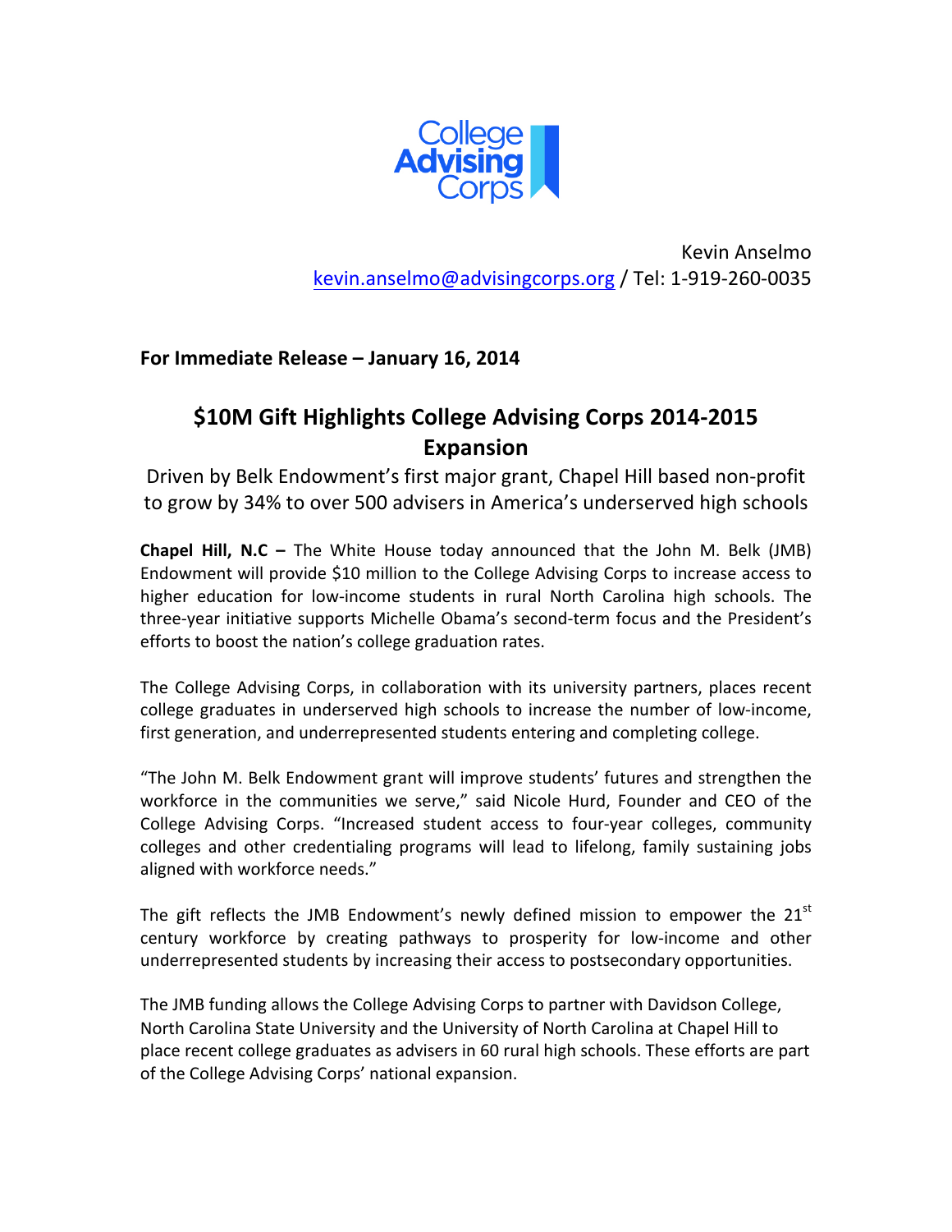College Advising Corps

Kevin Anselmo
kevin.anselmo@advisingcorps.org / Tel: 1-919-260-0035

**For Immediate Release – January 16, 2014**

# $10M Gift Highlights College Advising Corps 2014-2015 Expansion

Driven by Belk Endowment's first major grant, Chapel Hill based non-profit to grow by 34% to over 500 advisers in America's underserved high schools

**Chapel Hill, N.C –** The White House today announced that the John M. Belk (JMB) Endowment will provide $10 million to the College Advising Corps to increase access to higher education for low-income students in rural North Carolina high schools. The three-year initiative supports Michelle Obama's second-term focus and the President's efforts to boost the nation's college graduation rates.

The College Advising Corps, in collaboration with its university partners, places recent college graduates in underserved high schools to increase the number of low-income, first generation, and underrepresented students entering and completing college.

"The John M. Belk Endowment grant will improve students' futures and strengthen the workforce in the communities we serve," said Nicole Hurd, Founder and CEO of the College Advising Corps. "Increased student access to four-year colleges, community colleges and other credentialing programs will lead to lifelong, family sustaining jobs aligned with workforce needs."

The gift reflects the JMB Endowment's newly defined mission to empower the 21st century workforce by creating pathways to prosperity for low-income and other underrepresented students by increasing their access to postsecondary opportunities.

The JMB funding allows the College Advising Corps to partner with Davidson College, North Carolina State University and the University of North Carolina at Chapel Hill to place recent college graduates as advisers in 60 rural high schools. These efforts are part of the College Advising Corps' national expansion.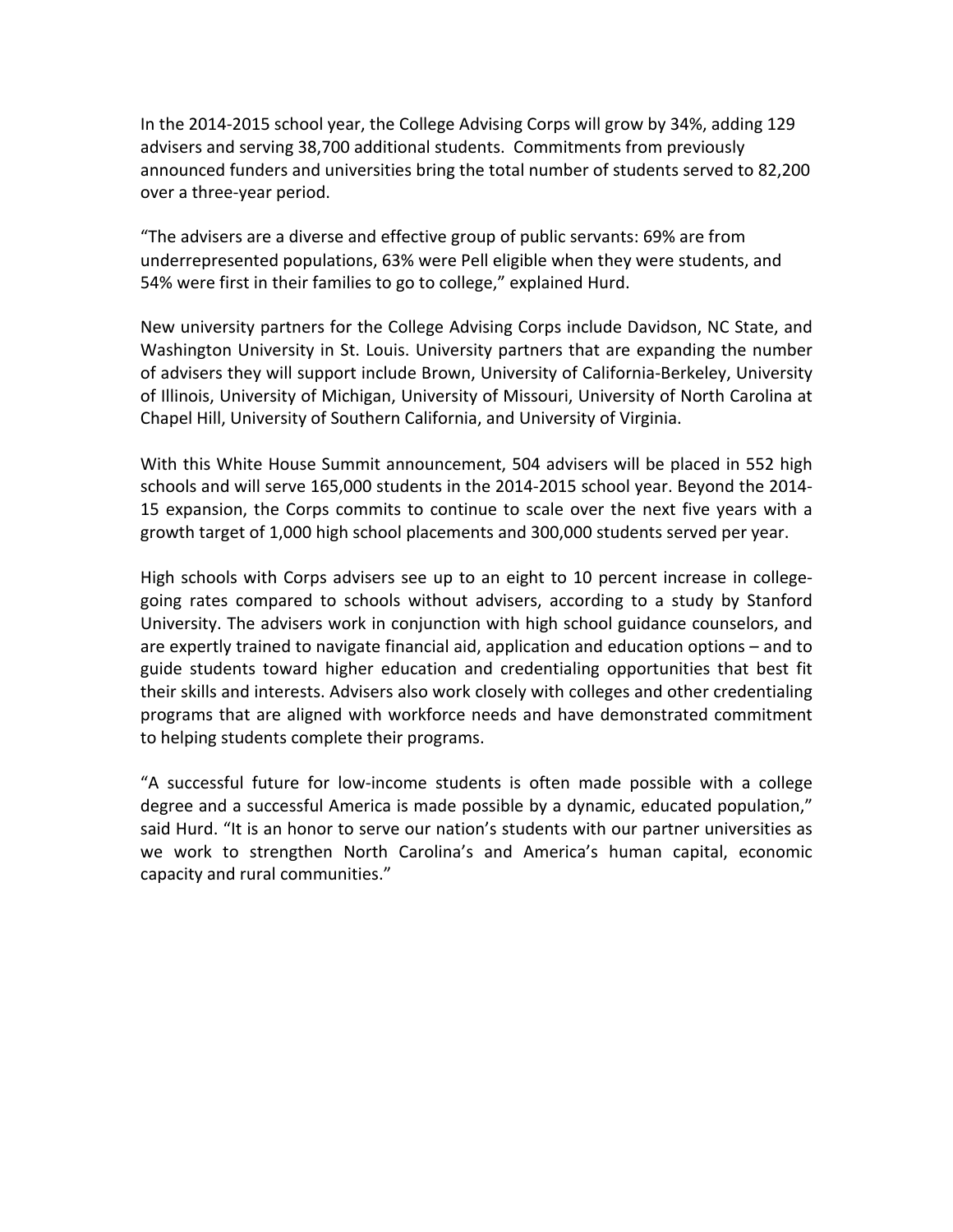In the 2014-2015 school year, the College Advising Corps will grow by 34%, adding 129 advisers and serving 38,700 additional students. Commitments from previously announced funders and universities bring the total number of students served to 82,200 over a three-year period.

"The advisers are a diverse and effective group of public servants: 69% are from underrepresented populations, 63% were Pell eligible when they were students, and 54% were first in their families to go to college," explained Hurd.

New university partners for the College Advising Corps include Davidson, NC State, and Washington University in St. Louis. University partners that are expanding the number of advisers they will support include Brown, University of California-Berkeley, University of Illinois, University of Michigan, University of Missouri, University of North Carolina at Chapel Hill, University of Southern California, and University of Virginia.

With this White House Summit announcement, 504 advisers will be placed in 552 high schools and will serve 165,000 students in the 2014-2015 school year. Beyond the 2014-15 expansion, the Corps commits to continue to scale over the next five years with a growth target of 1,000 high school placements and 300,000 students served per year.

High schools with Corps advisers see up to an eight to 10 percent increase in college-going rates compared to schools without advisers, according to a study by Stanford University. The advisers work in conjunction with high school guidance counselors, and are expertly trained to navigate financial aid, application and education options – and to guide students toward higher education and credentialing opportunities that best fit their skills and interests. Advisers also work closely with colleges and other credentialing programs that are aligned with workforce needs and have demonstrated commitment to helping students complete their programs.

"A successful future for low-income students is often made possible with a college degree and a successful America is made possible by a dynamic, educated population," said Hurd. "It is an honor to serve our nation's students with our partner universities as we work to strengthen North Carolina's and America's human capital, economic capacity and rural communities."